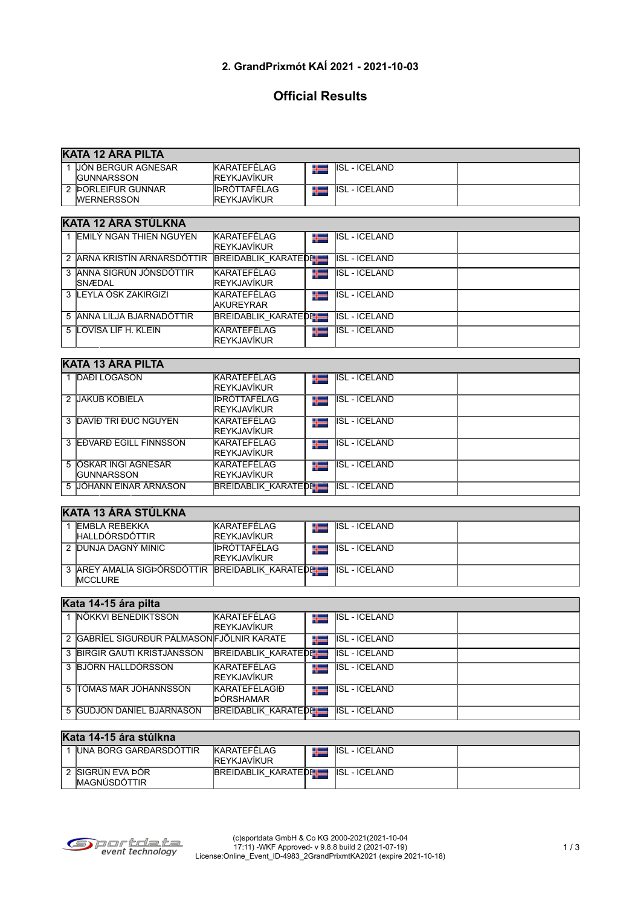## 2. GrandPrixmót KAÍ 2021 - 2021-10-03

# Official Results

### KATA 12 ÁRA PILTA

| | | | | |
|---|---|---|---|---|
| 1 | JÓN BERGUR AGNESAR GUNNARSSON | KARATEFÉLAG REYKJAVÍKUR | ISL - ICELAND | |
| 2 | ÞORLEIFUR GUNNAR WERNERSSON | ÍÞRÓTTAFÉLAG REYKJAVÍKUR | ISL - ICELAND | |

### KATA 12 ÁRA STÚLKNA

| | | | | |
|---|---|---|---|---|
| 1 | EMILÝ NGAN THIEN NGUYEN | KARATEFÉLAG REYKJAVÍKUR | ISL - ICELAND | |
| 2 | ARNA KRISTÍN ARNARSDÓTTIR | BREIDABLIK_KARATEDE | ISL - ICELAND | |
| 3 | ANNA SIGRÚN JÓNSDÓTTIR SNÆDAL | KARATEFÉLAG REYKJAVÍKUR | ISL - ICELAND | |
| 3 | LEYLA ÓSK ZAKIRGIZI | KARATEFÉLAG AKUREYRAR | ISL - ICELAND | |
| 5 | ANNA LILJA BJARNADÓTTIR | BREIDABLIK_KARATEDE | ISL - ICELAND | |
| 5 | LOVÍSA LÍF H. KLEIN | KARATEFÉLAG REYKJAVÍKUR | ISL - ICELAND | |

### KATA 13 ÁRA PILTA

| | | | | |
|---|---|---|---|---|
| 1 | DAÐI LOGASON | KARATEFÉLAG REYKJAVÍKUR | ISL - ICELAND | |
| 2 | JAKUB KOBIELA | ÍÞRÓTTAFÉLAG REYKJAVÍKUR | ISL - ICELAND | |
| 3 | DAVÍÐ TRI ĐUC NGUYEN | KARATEFÉLAG REYKJAVÍKUR | ISL - ICELAND | |
| 3 | EÐVARÐ EGILL FINNSSON | KARATEFÉLAG REYKJAVÍKUR | ISL - ICELAND | |
| 5 | ÓSKAR INGI AGNESAR GUNNARSSON | KARATEFÉLAG REYKJAVÍKUR | ISL - ICELAND | |
| 5 | JÓHANN EINAR ÁRNASON | BREIDABLIK_KARATEDE | ISL - ICELAND | |

### KATA 13 ÁRA STÚLKNA

| | | | | |
|---|---|---|---|---|
| 1 | EMBLA REBEKKA HALLDÓRSDÓTTIR | KARATEFÉLAG REYKJAVÍKUR | ISL - ICELAND | |
| 2 | DUNJA DAGNÝ MINIC | ÍÞRÓTTAFÉLAG REYKJAVÍKUR | ISL - ICELAND | |
| 3 | AREY AMALÍA SIGÞÓRSDÓTTIR MCCLURE | BREIDABLIK_KARATEDE | ISL - ICELAND | |

### Kata 14-15 ára pilta

| | | | | |
|---|---|---|---|---|
| 1 | NÖKKVI BENEDIKTSSON | KARATEFÉLAG REYKJAVÍKUR | ISL - ICELAND | |
| 2 | GABRÍEL SIGURÐUR PÁLMASON | FJÖLNIR KARATE | ISL - ICELAND | |
| 3 | BIRGIR GAUTI KRISTJÁNSSON | BREIDABLIK_KARATEDE | ISL - ICELAND | |
| 3 | BJÖRN HALLDÓRSSON | KARATEFÉLAG REYKJAVÍKUR | ISL - ICELAND | |
| 5 | TÓMAS MÁR JÓHANNSSON | KARATEFÉLAGIÐ ÞÓRSHAMAR | ISL - ICELAND | |
| 5 | GUÐJÓN DANÍEL BJARNASON | BREIDABLIK_KARATEDE | ISL - ICELAND | |

### Kata 14-15 ára stúlkna

| | | | | |
|---|---|---|---|---|
| 1 | UNA BORG GARÐARSDÓTTIR | KARATEFÉLAG REYKJAVÍKUR | ISL - ICELAND | |
| 2 | SIGRÚN EVA ÞÓR MAGNÚSDÓTTIR | BREIDABLIK_KARATEDE | ISL - ICELAND | |

(c)sportdata GmbH & Co KG 2000-2021(2021-10-04 17:11) -WKF Approved- v 9.8.8 build 2 (2021-07-19)
License:Online_Event_ID-4983_2GrandPrixmtKA2021 (expire 2021-10-18)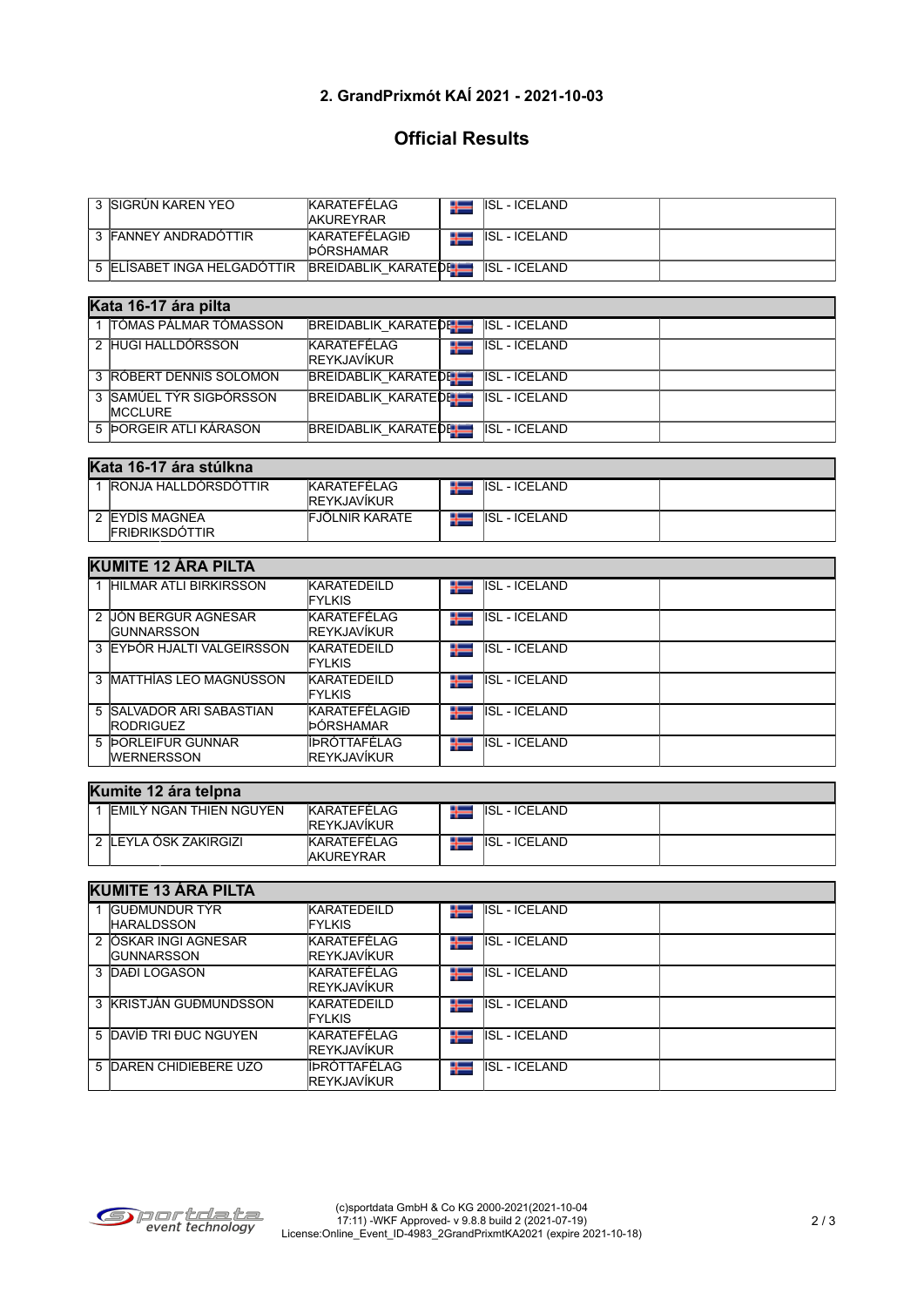## 2. GrandPrixmót KAÍ 2021 - 2021-10-03

## Official Results

| | | | | | |
|---|---|---|---|---|---|
| 3 | SIGRÚN KAREN YEO | KARATEFÉLAG AKUREYRAR | | ISL - ICELAND | |
| 3 | FANNEY ANDRADÓTTIR | KARATEFÉLAGIÐ ÞÓRSHAMAR | | ISL - ICELAND | |
| 5 | ELÍSABET INGA HELGADÓTTIR | BREIDABLIK_KARATEDE | | ISL - ICELAND | |

| Kata 16-17 ára pilta | | | | | |
|---|---|---|---|---|---|
| 1 | TÓMAS PÁLMAR TÓMASSON | BREIDABLIK_KARATEDE | | ISL - ICELAND | |
| 2 | HUGI HALLDÓRSSON | KARATEFÉLAG REYKJAVÍKUR | | ISL - ICELAND | |
| 3 | RÓBERT DENNIS SOLOMON | BREIDABLIK_KARATEDE | | ISL - ICELAND | |
| 3 | SAMÚEL TÝR SIGÞÓRSSON MCCLURE | BREIDABLIK_KARATEDE | | ISL - ICELAND | |
| 5 | ÞORGEIR ATLI KÁRASON | BREIDABLIK_KARATEDE | | ISL - ICELAND | |

| Kata 16-17 ára stúlkna | | | | | |
|---|---|---|---|---|---|
| 1 | RONJA HALLDÓRSDÓTTIR | KARATEFÉLAG REYKJAVÍKUR | | ISL - ICELAND | |
| 2 | EYDÍS MAGNEA FRIÐRIKSDÓTTIR | FJÖLNIR KARATE | | ISL - ICELAND | |

| KUMITE 12 ÁRA PILTA | | | | | |
|---|---|---|---|---|---|
| 1 | HILMAR ATLI BIRKIRSSON | KARATEDEILD FYLKIS | | ISL - ICELAND | |
| 2 | JÓN BERGUR AGNESAR GUNNARSSON | KARATEFÉLAG REYKJAVÍKUR | | ISL - ICELAND | |
| 3 | EYÞÓR HJALTI VALGEIRSSON | KARATEDEILD FYLKIS | | ISL - ICELAND | |
| 3 | MATTHÍAS LEO MAGNÚSSON | KARATEDEILD FYLKIS | | ISL - ICELAND | |
| 5 | SALVADOR ARI SABASTIAN RODRIGUEZ | KARATEFÉLAGIÐ ÞÓRSHAMAR | | ISL - ICELAND | |
| 5 | ÞORLEIFUR GUNNAR WERNERSSON | ÍÞRÓTTAFÉLAG REYKJAVÍKUR | | ISL - ICELAND | |

| Kumite 12 ára telpna | | | | | |
|---|---|---|---|---|---|
| 1 | EMILÝ NGAN THIEN NGUYEN | KARATEFÉLAG REYKJAVÍKUR | | ISL - ICELAND | |
| 2 | LEYLA ÓSK ZAKIRGIZI | KARATEFÉLAG AKUREYRAR | | ISL - ICELAND | |

| KUMITE 13 ÁRA PILTA | | | | | |
|---|---|---|---|---|---|
| 1 | GUÐMUNDUR TÝR HARALDSSON | KARATEDEILD FYLKIS | | ISL - ICELAND | |
| 2 | ÓSKAR INGI AGNESAR GUNNARSSON | KARATEFÉLAG REYKJAVÍKUR | | ISL - ICELAND | |
| 3 | DAÐI LOGASON | KARATEFÉLAG REYKJAVÍKUR | | ISL - ICELAND | |
| 3 | KRISTJÁN GUÐMUNDSSON | KARATEDEILD FYLKIS | | ISL - ICELAND | |
| 5 | DAVÍÐ TRI ĐUC NGUYEN | KARATEFÉLAG REYKJAVÍKUR | | ISL - ICELAND | |
| 5 | DAREN CHIDIEBERE UZO | ÍÞRÓTTAFÉLAG REYKJAVÍKUR | | ISL - ICELAND | |

(c)sportdata GmbH & Co KG 2000-2021(2021-10-04 17:11) -WKF Approved- v 9.8.8 build 2 (2021-07-19)
License:Online_Event_ID-4983_2GrandPrixmtKA2021 (expire 2021-10-18)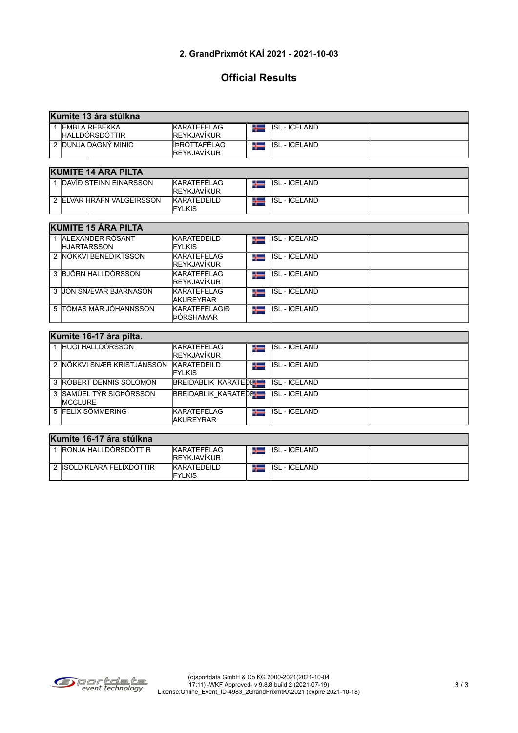**2. GrandPrixmót KAÍ 2021 - 2021-10-03**

## Official Results

| Kumite 13 ára stúlkna | | | | |
|---|---|---|---|---|
| 1 | EMBLA REBEKKA HALLDÓRSDÓTTIR | KARATEFÉLAG REYKJAVÍKUR | ISL - ICELAND | |
| 2 | DUNJA DAGNÝ MINIC | ÍÞRÓTTAFÉLAG REYKJAVÍKUR | ISL - ICELAND | |

| KUMITE 14 ÁRA PILTA | | | | |
|---|---|---|---|---|
| 1 | DAVÍÐ STEINN EINARSSON | KARATEFÉLAG REYKJAVÍKUR | ISL - ICELAND | |
| 2 | ELVAR HRAFN VALGEIRSSON | KARATEDEILD FYLKIS | ISL - ICELAND | |

| KUMITE 15 ÁRA PILTA | | | | |
|---|---|---|---|---|
| 1 | ALEXANDER RÓSANT HJARTARSSON | KARATEDEILD FYLKIS | ISL - ICELAND | |
| 2 | NÖKKVI BENEDIKTSSON | KARATEFÉLAG REYKJAVÍKUR | ISL - ICELAND | |
| 3 | BJÖRN HALLDÓRSSON | KARATEFÉLAG REYKJAVÍKUR | ISL - ICELAND | |
| 3 | JÓN SNÆVAR BJARNASON | KARATEFÉLAG AKUREYRAR | ISL - ICELAND | |
| 5 | TÓMAS MÁR JÓHANNSSON | KARATEFÉLAGIÐ ÞÓRSHAMAR | ISL - ICELAND | |

| Kumite 16-17 ára pilta. | | | | |
|---|---|---|---|---|
| 1 | HUGI HALLDÓRSSON | KARATEFÉLAG REYKJAVÍKUR | ISL - ICELAND | |
| 2 | NÖKKVI SNÆR KRISTJÁNSSON | KARATEDEILD FYLKIS | ISL - ICELAND | |
| 3 | RÓBERT DENNIS SOLOMON | BREIDABLIK_KARATEDE | ISL - ICELAND | |
| 3 | SAMÚEL TÝR SIGÞÓRSSON MCCLURE | BREIDABLIK_KARATEDE | ISL - ICELAND | |
| 5 | FELIX SÖMMERING | KARATEFÉLAG AKUREYRAR | ISL - ICELAND | |

| Kumite 16-17 ára stúlkna | | | | |
|---|---|---|---|---|
| 1 | RONJA HALLDÓRSDÓTTIR | KARATEFÉLAG REYKJAVÍKUR | ISL - ICELAND | |
| 2 | ÍSOLD KLARA FELIXDÓTTIR | KARATEDEILD FYLKIS | ISL - ICELAND | |

(c)sportdata GmbH & Co KG 2000-2021(2021-10-04 17:11) -WKF Approved- v 9.8.8 build 2 (2021-07-19)
License:Online_Event_ID-4983_2GrandPrixmtKA2021 (expire 2021-10-18)